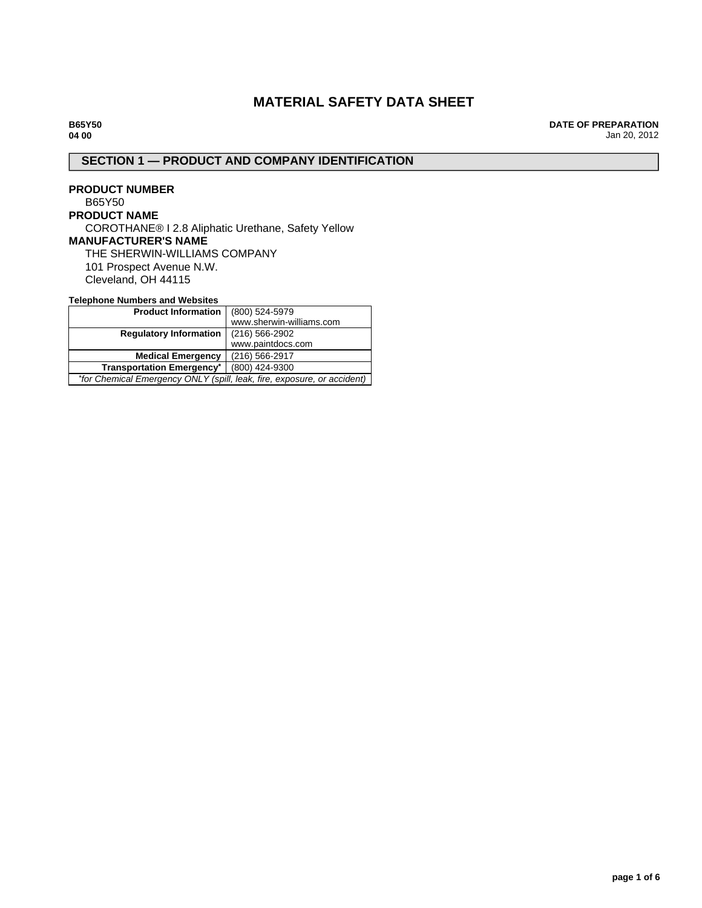# MATERIAL SAFETY DATA SHEET

**B65Y50**
**04 00**

**DATE OF PREPARATION**
Jan 20, 2012

## SECTION 1 — PRODUCT AND COMPANY IDENTIFICATION

**PRODUCT NUMBER**
B65Y50

**PRODUCT NAME**
COROTHANE® I 2.8 Aliphatic Urethane, Safety Yellow

**MANUFACTURER'S NAME**
THE SHERWIN-WILLIAMS COMPANY
101 Prospect Avenue N.W.
Cleveland, OH 44115

**Telephone Numbers and Websites**

| | |
|---|---|
| **Product Information** | (800) 524-5979<br>www.sherwin-williams.com |
| **Regulatory Information** | (216) 566-2902<br>www.paintdocs.com |
| **Medical Emergency** | (216) 566-2917 |
| **Transportation Emergency*** | (800) 424-9300 |
| *\*for Chemical Emergency ONLY (spill, leak, fire, exposure, or accident)* | |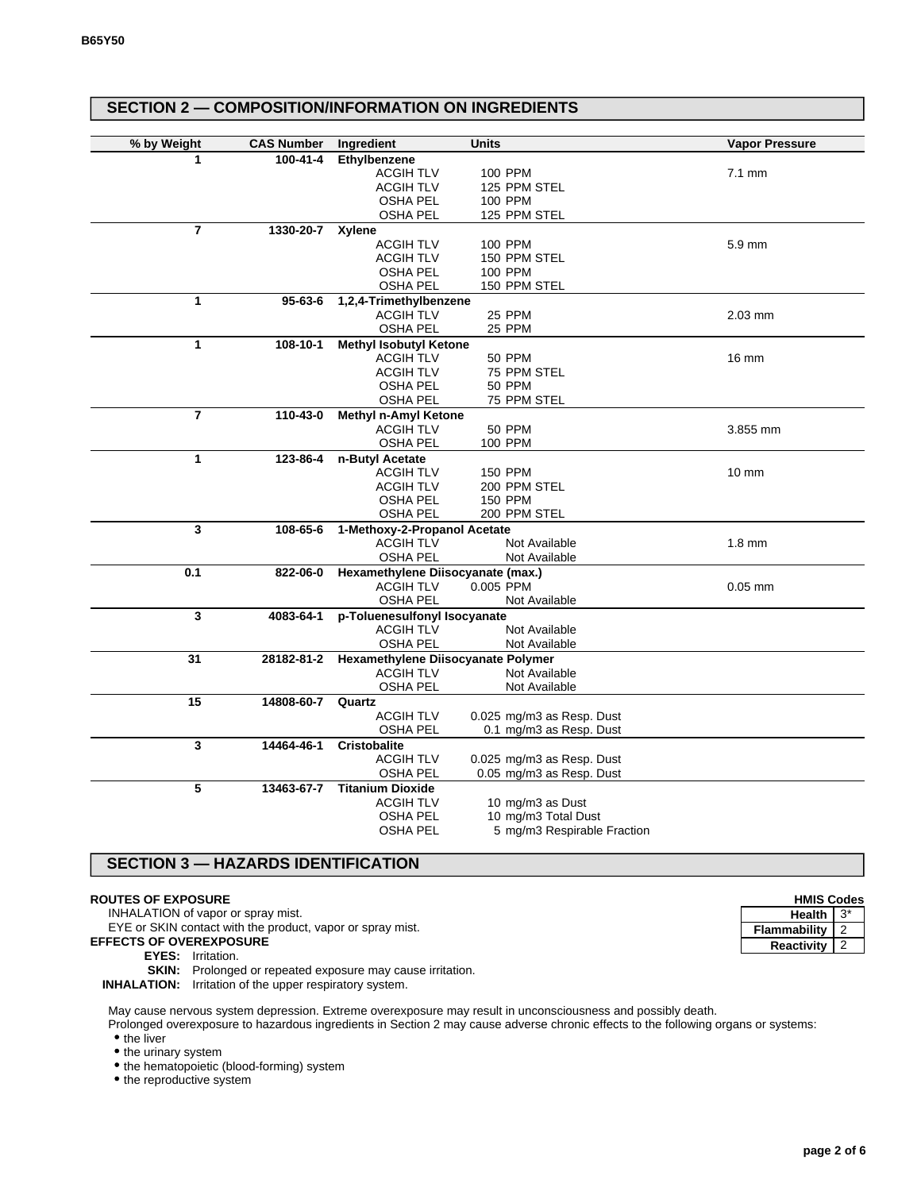B65Y50

## SECTION 2 — COMPOSITION/INFORMATION ON INGREDIENTS

| % by Weight | CAS Number | Ingredient | Units | Vapor Pressure |
|---|---|---|---|---|
| 1 | 100-41-4 | **Ethylbenzene** | | |
| | | ACGIH TLV | 100 PPM | 7.1 mm |
| | | ACGIH TLV | 125 PPM STEL | |
| | | OSHA PEL | 100 PPM | |
| | | OSHA PEL | 125 PPM STEL | |
| 7 | 1330-20-7 | **Xylene** | | |
| | | ACGIH TLV | 100 PPM | 5.9 mm |
| | | ACGIH TLV | 150 PPM STEL | |
| | | OSHA PEL | 100 PPM | |
| | | OSHA PEL | 150 PPM STEL | |
| 1 | 95-63-6 | **1,2,4-Trimethylbenzene** | | |
| | | ACGIH TLV | 25 PPM | 2.03 mm |
| | | OSHA PEL | 25 PPM | |
| 1 | 108-10-1 | **Methyl Isobutyl Ketone** | | |
| | | ACGIH TLV | 50 PPM | 16 mm |
| | | ACGIH TLV | 75 PPM STEL | |
| | | OSHA PEL | 50 PPM | |
| | | OSHA PEL | 75 PPM STEL | |
| 7 | 110-43-0 | **Methyl n-Amyl Ketone** | | |
| | | ACGIH TLV | 50 PPM | 3.855 mm |
| | | OSHA PEL | 100 PPM | |
| 1 | 123-86-4 | **n-Butyl Acetate** | | |
| | | ACGIH TLV | 150 PPM | 10 mm |
| | | ACGIH TLV | 200 PPM STEL | |
| | | OSHA PEL | 150 PPM | |
| | | OSHA PEL | 200 PPM STEL | |
| 3 | 108-65-6 | **1-Methoxy-2-Propanol Acetate** | | |
| | | ACGIH TLV | Not Available | 1.8 mm |
| | | OSHA PEL | Not Available | |
| 0.1 | 822-06-0 | **Hexamethylene Diisocyanate (max.)** | | |
| | | ACGIH TLV | 0.005 PPM | 0.05 mm |
| | | OSHA PEL | Not Available | |
| 3 | 4083-64-1 | **p-Toluenesulfonyl Isocyanate** | | |
| | | ACGIH TLV | Not Available | |
| | | OSHA PEL | Not Available | |
| 31 | 28182-81-2 | **Hexamethylene Diisocyanate Polymer** | | |
| | | ACGIH TLV | Not Available | |
| | | OSHA PEL | Not Available | |
| 15 | 14808-60-7 | **Quartz** | | |
| | | ACGIH TLV | 0.025 mg/m3 as Resp. Dust | |
| | | OSHA PEL | 0.1 mg/m3 as Resp. Dust | |
| 3 | 14464-46-1 | **Cristobalite** | | |
| | | ACGIH TLV | 0.025 mg/m3 as Resp. Dust | |
| | | OSHA PEL | 0.05 mg/m3 as Resp. Dust | |
| 5 | 13463-67-7 | **Titanium Dioxide** | | |
| | | ACGIH TLV | 10 mg/m3 as Dust | |
| | | OSHA PEL | 10 mg/m3 Total Dust | |
| | | OSHA PEL | 5 mg/m3 Respirable Fraction | |

## SECTION 3 — HAZARDS IDENTIFICATION

| HMIS Codes | |
|---|---|
| Health | 3* |
| Flammability | 2 |
| Reactivity | 2 |

**ROUTES OF EXPOSURE**

INHALATION of vapor or spray mist.

EYE or SKIN contact with the product, vapor or spray mist.

**EFFECTS OF OVEREXPOSURE**

**EYES:** Irritation.

**SKIN:** Prolonged or repeated exposure may cause irritation.

**INHALATION:** Irritation of the upper respiratory system.

May cause nervous system depression. Extreme overexposure may result in unconsciousness and possibly death.

Prolonged overexposure to hazardous ingredients in Section 2 may cause adverse chronic effects to the following organs or systems:

- the liver
- the urinary system
- the hematopoietic (blood-forming) system
- the reproductive system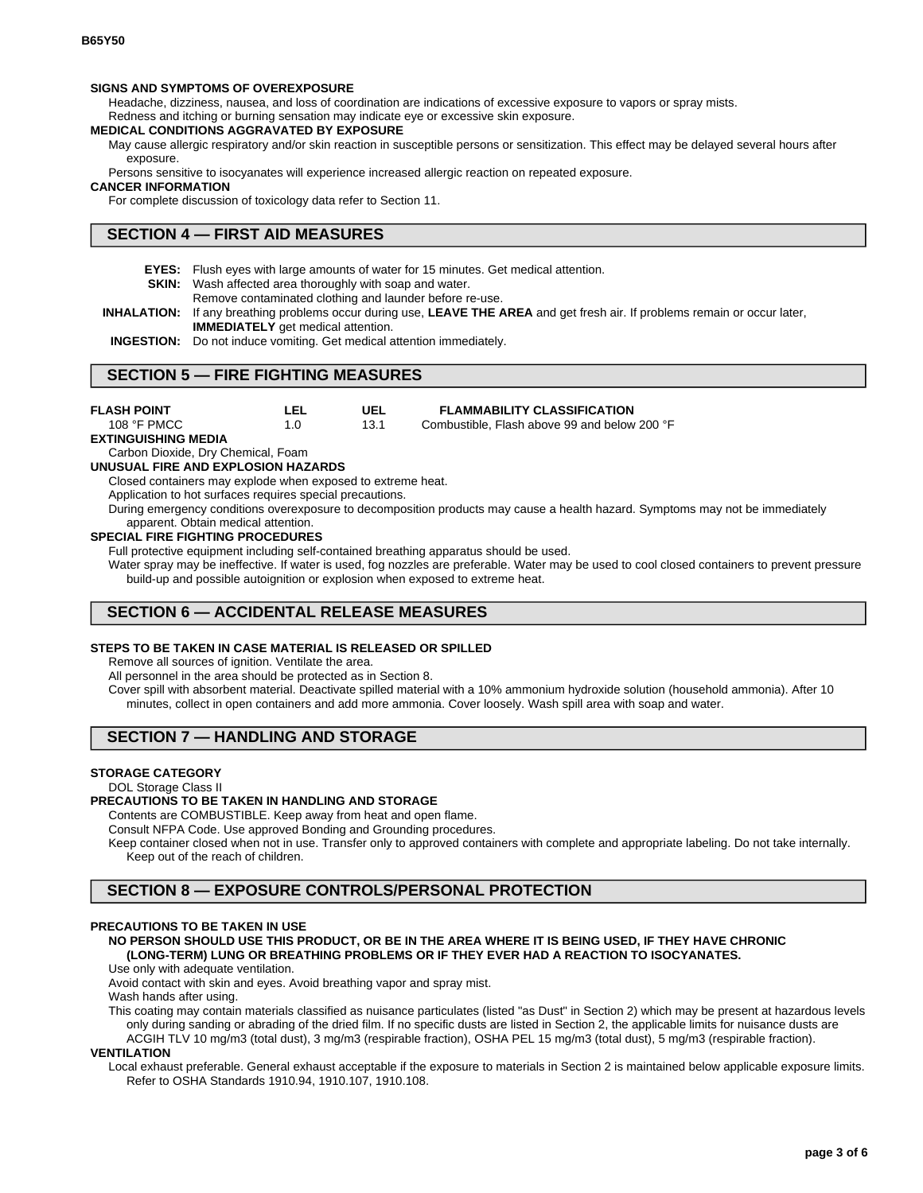**SIGNS AND SYMPTOMS OF OVEREXPOSURE**

Headache, dizziness, nausea, and loss of coordination are indications of excessive exposure to vapors or spray mists.

Redness and itching or burning sensation may indicate eye or excessive skin exposure.

**MEDICAL CONDITIONS AGGRAVATED BY EXPOSURE**

May cause allergic respiratory and/or skin reaction in susceptible persons or sensitization. This effect may be delayed several hours after exposure.

Persons sensitive to isocyanates will experience increased allergic reaction on repeated exposure.

**CANCER INFORMATION**

For complete discussion of toxicology data refer to Section 11.

## SECTION 4 — FIRST AID MEASURES

**EYES:** Flush eyes with large amounts of water for 15 minutes. Get medical attention.

**SKIN:** Wash affected area thoroughly with soap and water.
Remove contaminated clothing and launder before re-use.

**INHALATION:** If any breathing problems occur during use, **LEAVE THE AREA** and get fresh air. If problems remain or occur later, **IMMEDIATELY** get medical attention.

**INGESTION:** Do not induce vomiting. Get medical attention immediately.

## SECTION 5 — FIRE FIGHTING MEASURES

| FLASH POINT | LEL | UEL | FLAMMABILITY CLASSIFICATION |
|---|---|---|---|
| 108 °F PMCC | 1.0 | 13.1 | Combustible, Flash above 99 and below 200 °F |

**EXTINGUISHING MEDIA**

Carbon Dioxide, Dry Chemical, Foam

**UNUSUAL FIRE AND EXPLOSION HAZARDS**

Closed containers may explode when exposed to extreme heat.

Application to hot surfaces requires special precautions.

During emergency conditions overexposure to decomposition products may cause a health hazard. Symptoms may not be immediately apparent. Obtain medical attention.

**SPECIAL FIRE FIGHTING PROCEDURES**

Full protective equipment including self-contained breathing apparatus should be used.

Water spray may be ineffective. If water is used, fog nozzles are preferable. Water may be used to cool closed containers to prevent pressure build-up and possible autoignition or explosion when exposed to extreme heat.

## SECTION 6 — ACCIDENTAL RELEASE MEASURES

**STEPS TO BE TAKEN IN CASE MATERIAL IS RELEASED OR SPILLED**

Remove all sources of ignition. Ventilate the area.

All personnel in the area should be protected as in Section 8.

Cover spill with absorbent material. Deactivate spilled material with a 10% ammonium hydroxide solution (household ammonia). After 10 minutes, collect in open containers and add more ammonia. Cover loosely. Wash spill area with soap and water.

## SECTION 7 — HANDLING AND STORAGE

**STORAGE CATEGORY**

DOL Storage Class II

**PRECAUTIONS TO BE TAKEN IN HANDLING AND STORAGE**

Contents are COMBUSTIBLE. Keep away from heat and open flame.

Consult NFPA Code. Use approved Bonding and Grounding procedures.

Keep container closed when not in use. Transfer only to approved containers with complete and appropriate labeling. Do not take internally. Keep out of the reach of children.

## SECTION 8 — EXPOSURE CONTROLS/PERSONAL PROTECTION

**PRECAUTIONS TO BE TAKEN IN USE**

**NO PERSON SHOULD USE THIS PRODUCT, OR BE IN THE AREA WHERE IT IS BEING USED, IF THEY HAVE CHRONIC (LONG-TERM) LUNG OR BREATHING PROBLEMS OR IF THEY EVER HAD A REACTION TO ISOCYANATES.**

Use only with adequate ventilation.

Avoid contact with skin and eyes. Avoid breathing vapor and spray mist.

Wash hands after using.

This coating may contain materials classified as nuisance particulates (listed "as Dust" in Section 2) which may be present at hazardous levels only during sanding or abrading of the dried film. If no specific dusts are listed in Section 2, the applicable limits for nuisance dusts are ACGIH TLV 10 mg/m3 (total dust), 3 mg/m3 (respirable fraction), OSHA PEL 15 mg/m3 (total dust), 5 mg/m3 (respirable fraction).

**VENTILATION**

Local exhaust preferable. General exhaust acceptable if the exposure to materials in Section 2 is maintained below applicable exposure limits. Refer to OSHA Standards 1910.94, 1910.107, 1910.108.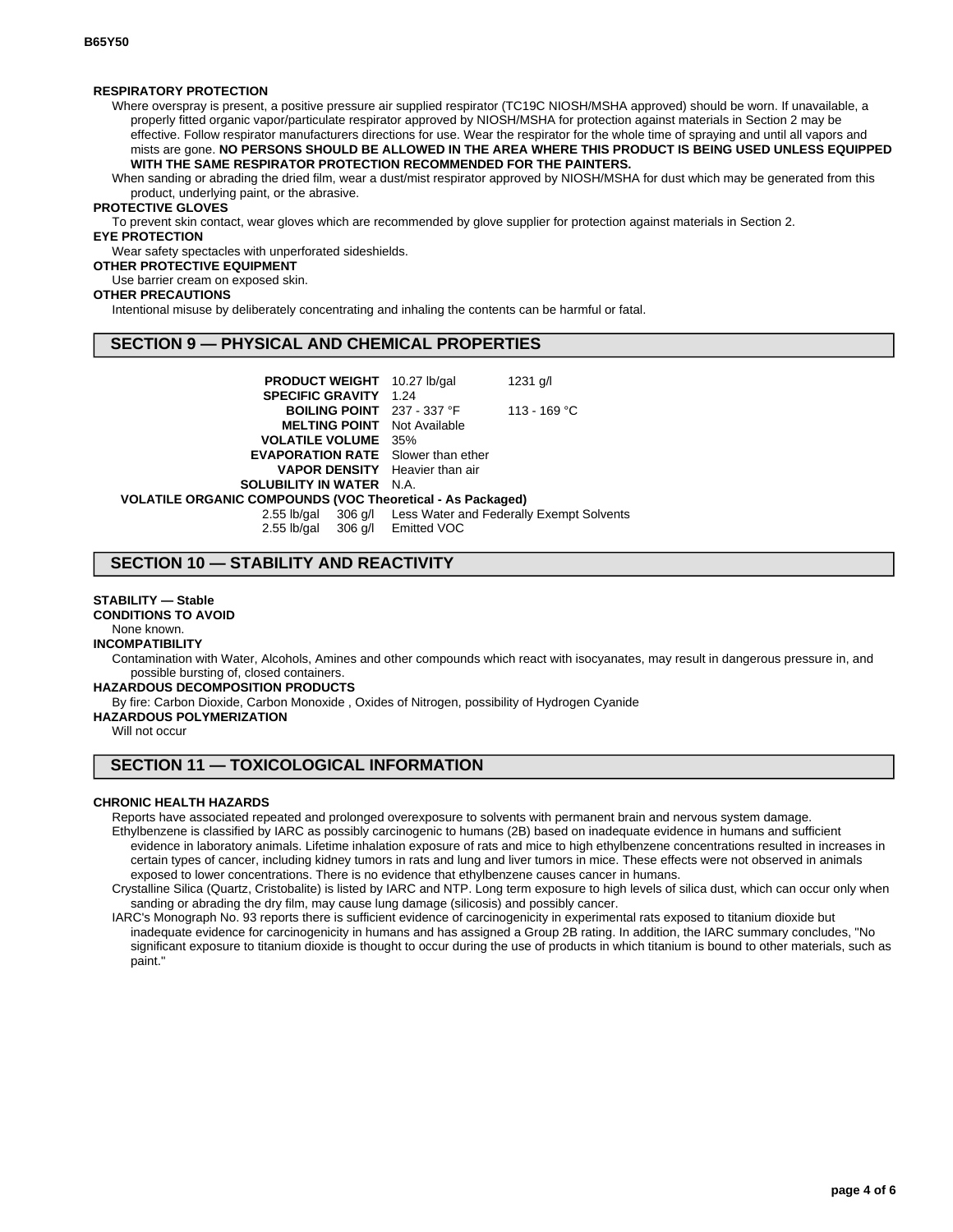**RESPIRATORY PROTECTION**

Where overspray is present, a positive pressure air supplied respirator (TC19C NIOSH/MSHA approved) should be worn. If unavailable, a properly fitted organic vapor/particulate respirator approved by NIOSH/MSHA for protection against materials in Section 2 may be effective. Follow respirator manufacturers directions for use. Wear the respirator for the whole time of spraying and until all vapors and mists are gone. **NO PERSONS SHOULD BE ALLOWED IN THE AREA WHERE THIS PRODUCT IS BEING USED UNLESS EQUIPPED WITH THE SAME RESPIRATOR PROTECTION RECOMMENDED FOR THE PAINTERS.**

When sanding or abrading the dried film, wear a dust/mist respirator approved by NIOSH/MSHA for dust which may be generated from this product, underlying paint, or the abrasive.

**PROTECTIVE GLOVES**

To prevent skin contact, wear gloves which are recommended by glove supplier for protection against materials in Section 2.

**EYE PROTECTION**

Wear safety spectacles with unperforated sideshields.

**OTHER PROTECTIVE EQUIPMENT**

Use barrier cream on exposed skin.

**OTHER PRECAUTIONS**

Intentional misuse by deliberately concentrating and inhaling the contents can be harmful or fatal.

## SECTION 9 — PHYSICAL AND CHEMICAL PROPERTIES

| | | |
|---|---|---|
| **PRODUCT WEIGHT** | 10.27 lb/gal | 1231 g/l |
| **SPECIFIC GRAVITY** | 1.24 | |
| **BOILING POINT** | 237 - 337 °F | 113 - 169 °C |
| **MELTING POINT** | Not Available | |
| **VOLATILE VOLUME** | 35% | |
| **EVAPORATION RATE** | Slower than ether | |
| **VAPOR DENSITY** | Heavier than air | |
| **SOLUBILITY IN WATER** | N.A. | |

**VOLATILE ORGANIC COMPOUNDS (VOC Theoretical - As Packaged)**

| | | |
|---|---|---|
| 2.55 lb/gal | 306 g/l | Less Water and Federally Exempt Solvents |
| 2.55 lb/gal | 306 g/l | Emitted VOC |

## SECTION 10 — STABILITY AND REACTIVITY

**STABILITY — Stable**

**CONDITIONS TO AVOID**

None known.

**INCOMPATIBILITY**

Contamination with Water, Alcohols, Amines and other compounds which react with isocyanates, may result in dangerous pressure in, and possible bursting of, closed containers.

**HAZARDOUS DECOMPOSITION PRODUCTS**

By fire: Carbon Dioxide, Carbon Monoxide , Oxides of Nitrogen, possibility of Hydrogen Cyanide

**HAZARDOUS POLYMERIZATION**

Will not occur

## SECTION 11 — TOXICOLOGICAL INFORMATION

**CHRONIC HEALTH HAZARDS**

Reports have associated repeated and prolonged overexposure to solvents with permanent brain and nervous system damage.

Ethylbenzene is classified by IARC as possibly carcinogenic to humans (2B) based on inadequate evidence in humans and sufficient evidence in laboratory animals. Lifetime inhalation exposure of rats and mice to high ethylbenzene concentrations resulted in increases in certain types of cancer, including kidney tumors in rats and lung and liver tumors in mice. These effects were not observed in animals exposed to lower concentrations. There is no evidence that ethylbenzene causes cancer in humans.

Crystalline Silica (Quartz, Cristobalite) is listed by IARC and NTP. Long term exposure to high levels of silica dust, which can occur only when sanding or abrading the dry film, may cause lung damage (silicosis) and possibly cancer.

IARC's Monograph No. 93 reports there is sufficient evidence of carcinogenicity in experimental rats exposed to titanium dioxide but inadequate evidence for carcinogenicity in humans and has assigned a Group 2B rating. In addition, the IARC summary concludes, "No significant exposure to titanium dioxide is thought to occur during the use of products in which titanium is bound to other materials, such as paint."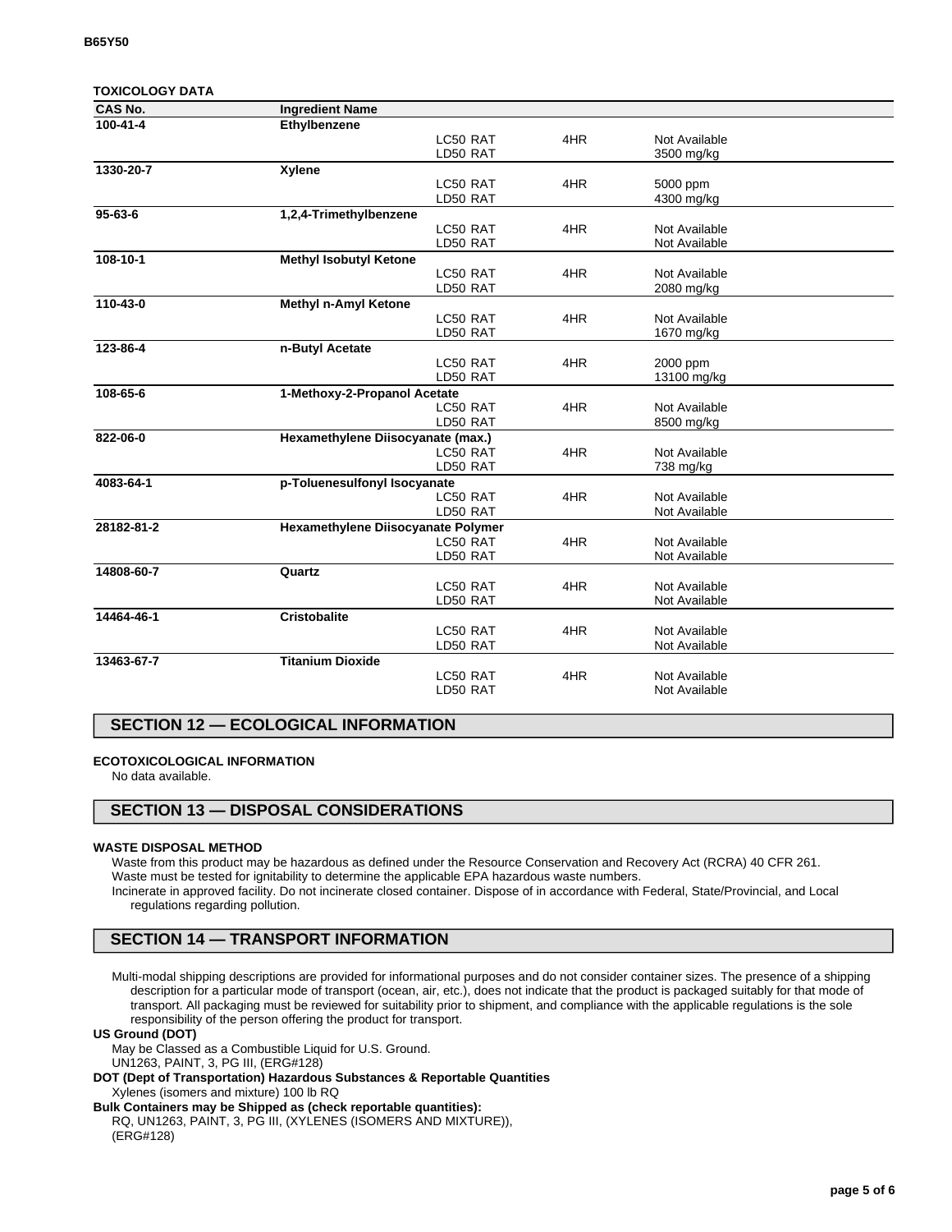**TOXICOLOGY DATA**

| CAS No. | Ingredient Name | | | |
|---|---|---|---|---|
| 100-41-4 | Ethylbenzene | | | |
| | | LC50 RAT | 4HR | Not Available |
| | | LD50 RAT | | 3500 mg/kg |
| 1330-20-7 | Xylene | | | |
| | | LC50 RAT | 4HR | 5000 ppm |
| | | LD50 RAT | | 4300 mg/kg |
| 95-63-6 | 1,2,4-Trimethylbenzene | | | |
| | | LC50 RAT | 4HR | Not Available |
| | | LD50 RAT | | Not Available |
| 108-10-1 | Methyl Isobutyl Ketone | | | |
| | | LC50 RAT | 4HR | Not Available |
| | | LD50 RAT | | 2080 mg/kg |
| 110-43-0 | Methyl n-Amyl Ketone | | | |
| | | LC50 RAT | 4HR | Not Available |
| | | LD50 RAT | | 1670 mg/kg |
| 123-86-4 | n-Butyl Acetate | | | |
| | | LC50 RAT | 4HR | 2000 ppm |
| | | LD50 RAT | | 13100 mg/kg |
| 108-65-6 | 1-Methoxy-2-Propanol Acetate | | | |
| | | LC50 RAT | 4HR | Not Available |
| | | LD50 RAT | | 8500 mg/kg |
| 822-06-0 | Hexamethylene Diisocyanate (max.) | | | |
| | | LC50 RAT | 4HR | Not Available |
| | | LD50 RAT | | 738 mg/kg |
| 4083-64-1 | p-Toluenesulfonyl Isocyanate | | | |
| | | LC50 RAT | 4HR | Not Available |
| | | LD50 RAT | | Not Available |
| 28182-81-2 | Hexamethylene Diisocyanate Polymer | | | |
| | | LC50 RAT | 4HR | Not Available |
| | | LD50 RAT | | Not Available |
| 14808-60-7 | Quartz | | | |
| | | LC50 RAT | 4HR | Not Available |
| | | LD50 RAT | | Not Available |
| 14464-46-1 | Cristobalite | | | |
| | | LC50 RAT | 4HR | Not Available |
| | | LD50 RAT | | Not Available |
| 13463-67-7 | Titanium Dioxide | | | |
| | | LC50 RAT | 4HR | Not Available |
| | | LD50 RAT | | Not Available |

## SECTION 12 — ECOLOGICAL INFORMATION

**ECOTOXICOLOGICAL INFORMATION**

No data available.

## SECTION 13 — DISPOSAL CONSIDERATIONS

**WASTE DISPOSAL METHOD**

Waste from this product may be hazardous as defined under the Resource Conservation and Recovery Act (RCRA) 40 CFR 261.
Waste must be tested for ignitability to determine the applicable EPA hazardous waste numbers.
Incinerate in approved facility. Do not incinerate closed container. Dispose of in accordance with Federal, State/Provincial, and Local regulations regarding pollution.

## SECTION 14 — TRANSPORT INFORMATION

Multi-modal shipping descriptions are provided for informational purposes and do not consider container sizes. The presence of a shipping description for a particular mode of transport (ocean, air, etc.), does not indicate that the product is packaged suitably for that mode of transport. All packaging must be reviewed for suitability prior to shipment, and compliance with the applicable regulations is the sole responsibility of the person offering the product for transport.

**US Ground (DOT)**

May be Classed as a Combustible Liquid for U.S. Ground.
UN1263, PAINT, 3, PG III, (ERG#128)

**DOT (Dept of Transportation) Hazardous Substances & Reportable Quantities**

Xylenes (isomers and mixture) 100 lb RQ

**Bulk Containers may be Shipped as (check reportable quantities):**

RQ, UN1263, PAINT, 3, PG III, (XYLENES (ISOMERS AND MIXTURE)), (ERG#128)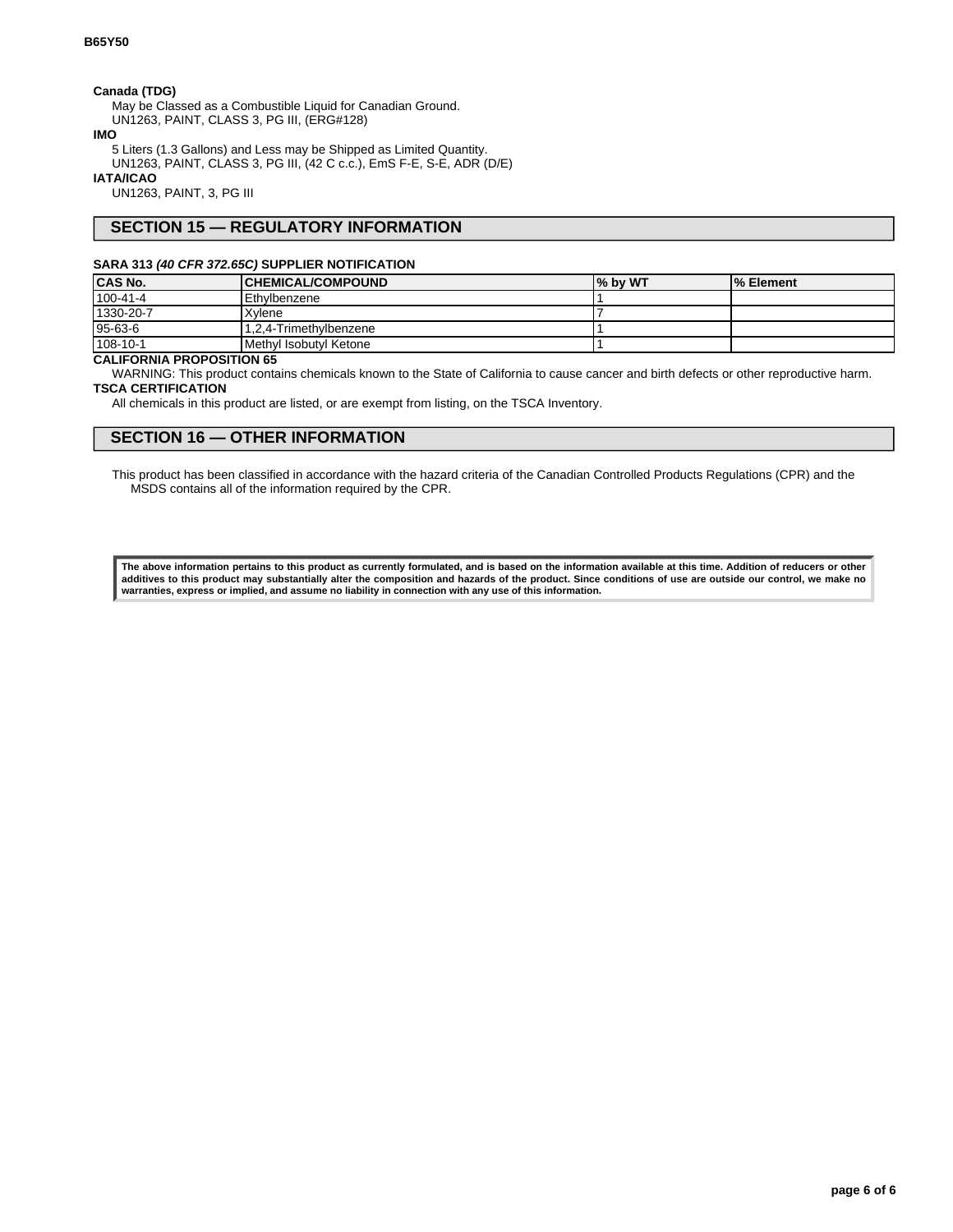**Canada (TDG)**

May be Classed as a Combustible Liquid for Canadian Ground.
UN1263, PAINT, CLASS 3, PG III, (ERG#128)

**IMO**

5 Liters (1.3 Gallons) and Less may be Shipped as Limited Quantity.
UN1263, PAINT, CLASS 3, PG III, (42 C c.c.), EmS F-E, S-E, ADR (D/E)

**IATA/ICAO**

UN1263, PAINT, 3, PG III

## SECTION 15 — REGULATORY INFORMATION

**SARA 313 *(40 CFR 372.65C)* SUPPLIER NOTIFICATION**

| CAS No. | CHEMICAL/COMPOUND | % by WT | % Element |
|---|---|---|---|
| 100-41-4 | Ethylbenzene | 1 | |
| 1330-20-7 | Xylene | 7 | |
| 95-63-6 | 1,2,4-Trimethylbenzene | 1 | |
| 108-10-1 | Methyl Isobutyl Ketone | 1 | |

**CALIFORNIA PROPOSITION 65**

WARNING: This product contains chemicals known to the State of California to cause cancer and birth defects or other reproductive harm.

**TSCA CERTIFICATION**

All chemicals in this product are listed, or are exempt from listing, on the TSCA Inventory.

## SECTION 16 — OTHER INFORMATION

This product has been classified in accordance with the hazard criteria of the Canadian Controlled Products Regulations (CPR) and the MSDS contains all of the information required by the CPR.

**The above information pertains to this product as currently formulated, and is based on the information available at this time. Addition of reducers or other additives to this product may substantially alter the composition and hazards of the product. Since conditions of use are outside our control, we make no warranties, express or implied, and assume no liability in connection with any use of this information.**